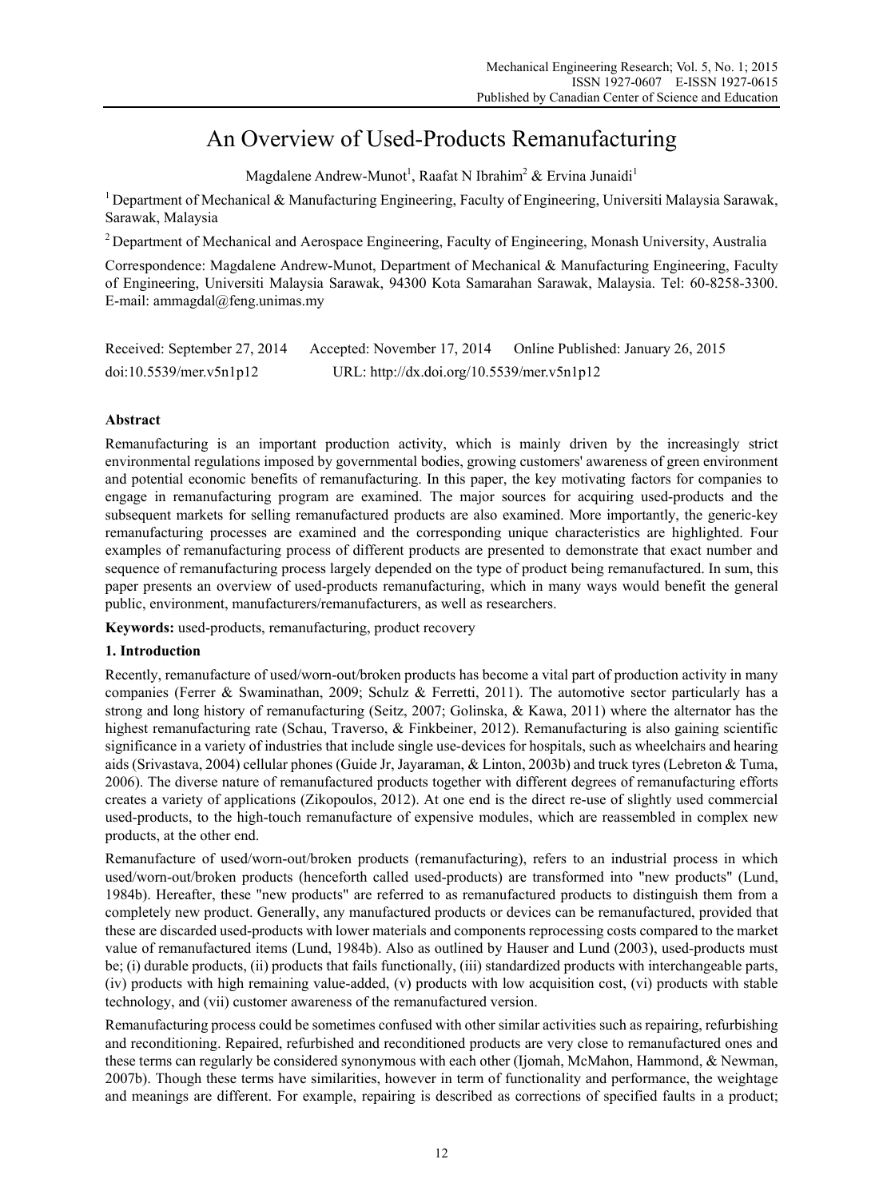# An Overview of Used-Products Remanufacturing

Magdalene Andrew-Munot[1], Raafat N Ibrahim[2] & Ervina Junaidi[1]

[1] Department of Mechanical & Manufacturing Engineering, Faculty of Engineering, Universiti Malaysia Sarawak, Sarawak, Malaysia

[2] Department of Mechanical and Aerospace Engineering, Faculty of Engineering, Monash University, Australia

Correspondence: Magdalene Andrew-Munot, Department of Mechanical & Manufacturing Engineering, Faculty of Engineering, Universiti Malaysia Sarawak, 94300 Kota Samarahan Sarawak, Malaysia. Tel: 60-8258-3300. E-mail: ammagdal@feng.unimas.my

Received: September 27, 2014 Accepted: November 17, 2014 Online Published: January 26, 2015

doi:10.5539/mer.v5n1p12 URL: http://dx.doi.org/10.5539/mer.v5n1p12

## Abstract

Remanufacturing is an important production activity, which is mainly driven by the increasingly strict environmental regulations imposed by governmental bodies, growing customers' awareness of green environment and potential economic benefits of remanufacturing. In this paper, the key motivating factors for companies to engage in remanufacturing program are examined. The major sources for acquiring used-products and the subsequent markets for selling remanufactured products are also examined. More importantly, the generic-key remanufacturing processes are examined and the corresponding unique characteristics are highlighted. Four examples of remanufacturing process of different products are presented to demonstrate that exact number and sequence of remanufacturing process largely depended on the type of product being remanufactured. In sum, this paper presents an overview of used-products remanufacturing, which in many ways would benefit the general public, environment, manufacturers/remanufacturers, as well as researchers.

**Keywords:** used-products, remanufacturing, product recovery

## 1. Introduction

Recently, remanufacture of used/worn-out/broken products has become a vital part of production activity in many companies (Ferrer & Swaminathan, 2009; Schulz & Ferretti, 2011). The automotive sector particularly has a strong and long history of remanufacturing (Seitz, 2007; Golinska, & Kawa, 2011) where the alternator has the highest remanufacturing rate (Schau, Traverso, & Finkbeiner, 2012). Remanufacturing is also gaining scientific significance in a variety of industries that include single use-devices for hospitals, such as wheelchairs and hearing aids (Srivastava, 2004) cellular phones (Guide Jr, Jayaraman, & Linton, 2003b) and truck tyres (Lebreton & Tuma, 2006). The diverse nature of remanufactured products together with different degrees of remanufacturing efforts creates a variety of applications (Zikopoulos, 2012). At one end is the direct re-use of slightly used commercial used-products, to the high-touch remanufacture of expensive modules, which are reassembled in complex new products, at the other end.

Remanufacture of used/worn-out/broken products (remanufacturing), refers to an industrial process in which used/worn-out/broken products (henceforth called used-products) are transformed into "new products" (Lund, 1984b). Hereafter, these "new products" are referred to as remanufactured products to distinguish them from a completely new product. Generally, any manufactured products or devices can be remanufactured, provided that these are discarded used-products with lower materials and components reprocessing costs compared to the market value of remanufactured items (Lund, 1984b). Also as outlined by Hauser and Lund (2003), used-products must be; (i) durable products, (ii) products that fails functionally, (iii) standardized products with interchangeable parts, (iv) products with high remaining value-added, (v) products with low acquisition cost, (vi) products with stable technology, and (vii) customer awareness of the remanufactured version.

Remanufacturing process could be sometimes confused with other similar activities such as repairing, refurbishing and reconditioning. Repaired, refurbished and reconditioned products are very close to remanufactured ones and these terms can regularly be considered synonymous with each other (Ijomah, McMahon, Hammond, & Newman, 2007b). Though these terms have similarities, however in term of functionality and performance, the weightage and meanings are different. For example, repairing is described as corrections of specified faults in a product;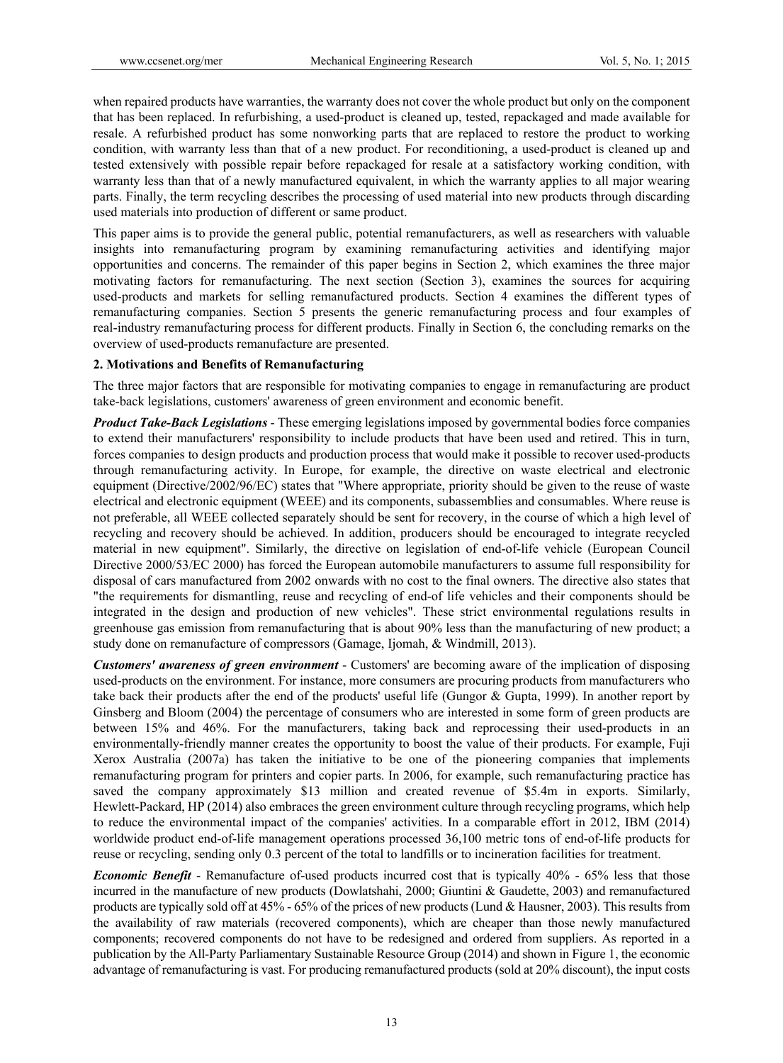when repaired products have warranties, the warranty does not cover the whole product but only on the component that has been replaced. In refurbishing, a used-product is cleaned up, tested, repackaged and made available for resale. A refurbished product has some nonworking parts that are replaced to restore the product to working condition, with warranty less than that of a new product. For reconditioning, a used-product is cleaned up and tested extensively with possible repair before repackaged for resale at a satisfactory working condition, with warranty less than that of a newly manufactured equivalent, in which the warranty applies to all major wearing parts. Finally, the term recycling describes the processing of used material into new products through discarding used materials into production of different or same product.

This paper aims is to provide the general public, potential remanufacturers, as well as researchers with valuable insights into remanufacturing program by examining remanufacturing activities and identifying major opportunities and concerns. The remainder of this paper begins in Section 2, which examines the three major motivating factors for remanufacturing. The next section (Section 3), examines the sources for acquiring used-products and markets for selling remanufactured products. Section 4 examines the different types of remanufacturing companies. Section 5 presents the generic remanufacturing process and four examples of real-industry remanufacturing process for different products. Finally in Section 6, the concluding remarks on the overview of used-products remanufacture are presented.

## 2. Motivations and Benefits of Remanufacturing

The three major factors that are responsible for motivating companies to engage in remanufacturing are product take-back legislations, customers' awareness of green environment and economic benefit.

***Product Take-Back Legislations*** - These emerging legislations imposed by governmental bodies force companies to extend their manufacturers' responsibility to include products that have been used and retired. This in turn, forces companies to design products and production process that would make it possible to recover used-products through remanufacturing activity. In Europe, for example, the directive on waste electrical and electronic equipment (Directive/2002/96/EC) states that "Where appropriate, priority should be given to the reuse of waste electrical and electronic equipment (WEEE) and its components, subassemblies and consumables. Where reuse is not preferable, all WEEE collected separately should be sent for recovery, in the course of which a high level of recycling and recovery should be achieved. In addition, producers should be encouraged to integrate recycled material in new equipment". Similarly, the directive on legislation of end-of-life vehicle (European Council Directive 2000/53/EC 2000) has forced the European automobile manufacturers to assume full responsibility for disposal of cars manufactured from 2002 onwards with no cost to the final owners. The directive also states that "the requirements for dismantling, reuse and recycling of end-of life vehicles and their components should be integrated in the design and production of new vehicles". These strict environmental regulations results in greenhouse gas emission from remanufacturing that is about 90% less than the manufacturing of new product; a study done on remanufacture of compressors (Gamage, Ijomah, & Windmill, 2013).

***Customers' awareness of green environment*** - Customers' are becoming aware of the implication of disposing used-products on the environment. For instance, more consumers are procuring products from manufacturers who take back their products after the end of the products' useful life (Gungor & Gupta, 1999). In another report by Ginsberg and Bloom (2004) the percentage of consumers who are interested in some form of green products are between 15% and 46%. For the manufacturers, taking back and reprocessing their used-products in an environmentally-friendly manner creates the opportunity to boost the value of their products. For example, Fuji Xerox Australia (2007a) has taken the initiative to be one of the pioneering companies that implements remanufacturing program for printers and copier parts. In 2006, for example, such remanufacturing practice has saved the company approximately $13 million and created revenue of $5.4m in exports. Similarly, Hewlett-Packard, HP (2014) also embraces the green environment culture through recycling programs, which help to reduce the environmental impact of the companies' activities. In a comparable effort in 2012, IBM (2014) worldwide product end-of-life management operations processed 36,100 metric tons of end-of-life products for reuse or recycling, sending only 0.3 percent of the total to landfills or to incineration facilities for treatment.

***Economic Benefit*** - Remanufacture of-used products incurred cost that is typically 40% - 65% less that those incurred in the manufacture of new products (Dowlatshahi, 2000; Giuntini & Gaudette, 2003) and remanufactured products are typically sold off at 45% - 65% of the prices of new products (Lund & Hausner, 2003). This results from the availability of raw materials (recovered components), which are cheaper than those newly manufactured components; recovered components do not have to be redesigned and ordered from suppliers. As reported in a publication by the All-Party Parliamentary Sustainable Resource Group (2014) and shown in Figure 1, the economic advantage of remanufacturing is vast. For producing remanufactured products (sold at 20% discount), the input costs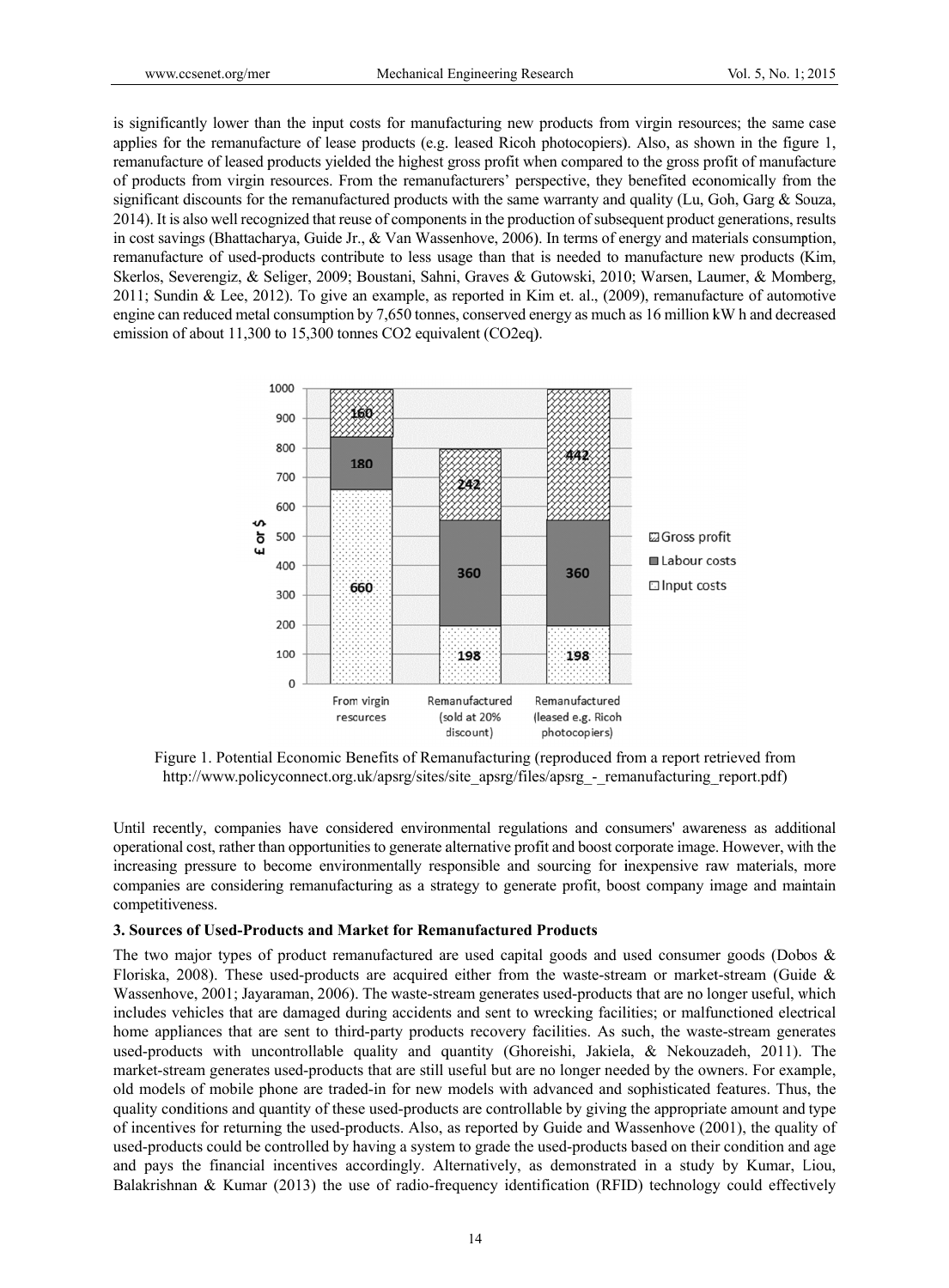is significantly lower than the input costs for manufacturing new products from virgin resources; the same case applies for the remanufacture of lease products (e.g. leased Ricoh photocopiers). Also, as shown in the figure 1, remanufacture of leased products yielded the highest gross profit when compared to the gross profit of manufacture of products from virgin resources. From the remanufacturers' perspective, they benefited economically from the significant discounts for the remanufactured products with the same warranty and quality (Lu, Goh, Garg & Souza, 2014). It is also well recognized that reuse of components in the production of subsequent product generations, results in cost savings (Bhattacharya, Guide Jr., & Van Wassenhove, 2006). In terms of energy and materials consumption, remanufacture of used-products contribute to less usage than that is needed to manufacture new products (Kim, Skerlos, Severengiz, & Seliger, 2009; Boustani, Sahni, Graves & Gutowski, 2010; Warsen, Laumer, & Momberg, 2011; Sundin & Lee, 2012). To give an example, as reported in Kim et. al., (2009), remanufacture of automotive engine can reduced metal consumption by 7,650 tonnes, conserved energy as much as 16 million kW h and decreased emission of about 11,300 to 15,300 tonnes CO2 equivalent (CO2eq).

Figure 1. Potential Economic Benefits of Remanufacturing (reproduced from a report retrieved from http://www.policyconnect.org.uk/apsrg/sites/site_apsrg/files/apsrg_-_remanufacturing_report.pdf)

Until recently, companies have considered environmental regulations and consumers' awareness as additional operational cost, rather than opportunities to generate alternative profit and boost corporate image. However, with the increasing pressure to become environmentally responsible and sourcing for inexpensive raw materials, more companies are considering remanufacturing as a strategy to generate profit, boost company image and maintain competitiveness.

### 3. Sources of Used-Products and Market for Remanufactured Products

The two major types of product remanufactured are used capital goods and used consumer goods (Dobos & Floriska, 2008). These used-products are acquired either from the waste-stream or market-stream (Guide & Wassenhove, 2001; Jayaraman, 2006). The waste-stream generates used-products that are no longer useful, which includes vehicles that are damaged during accidents and sent to wrecking facilities; or malfunctioned electrical home appliances that are sent to third-party products recovery facilities. As such, the waste-stream generates used-products with uncontrollable quality and quantity (Ghoreishi, Jakiela, & Nekouzadeh, 2011). The market-stream generates used-products that are still useful but are no longer needed by the owners. For example, old models of mobile phone are traded-in for new models with advanced and sophisticated features. Thus, the quality conditions and quantity of these used-products are controllable by giving the appropriate amount and type of incentives for returning the used-products. Also, as reported by Guide and Wassenhove (2001), the quality of used-products could be controlled by having a system to grade the used-products based on their condition and age and pays the financial incentives accordingly. Alternatively, as demonstrated in a study by Kumar, Liou, Balakrishnan & Kumar (2013) the use of radio-frequency identification (RFID) technology could effectively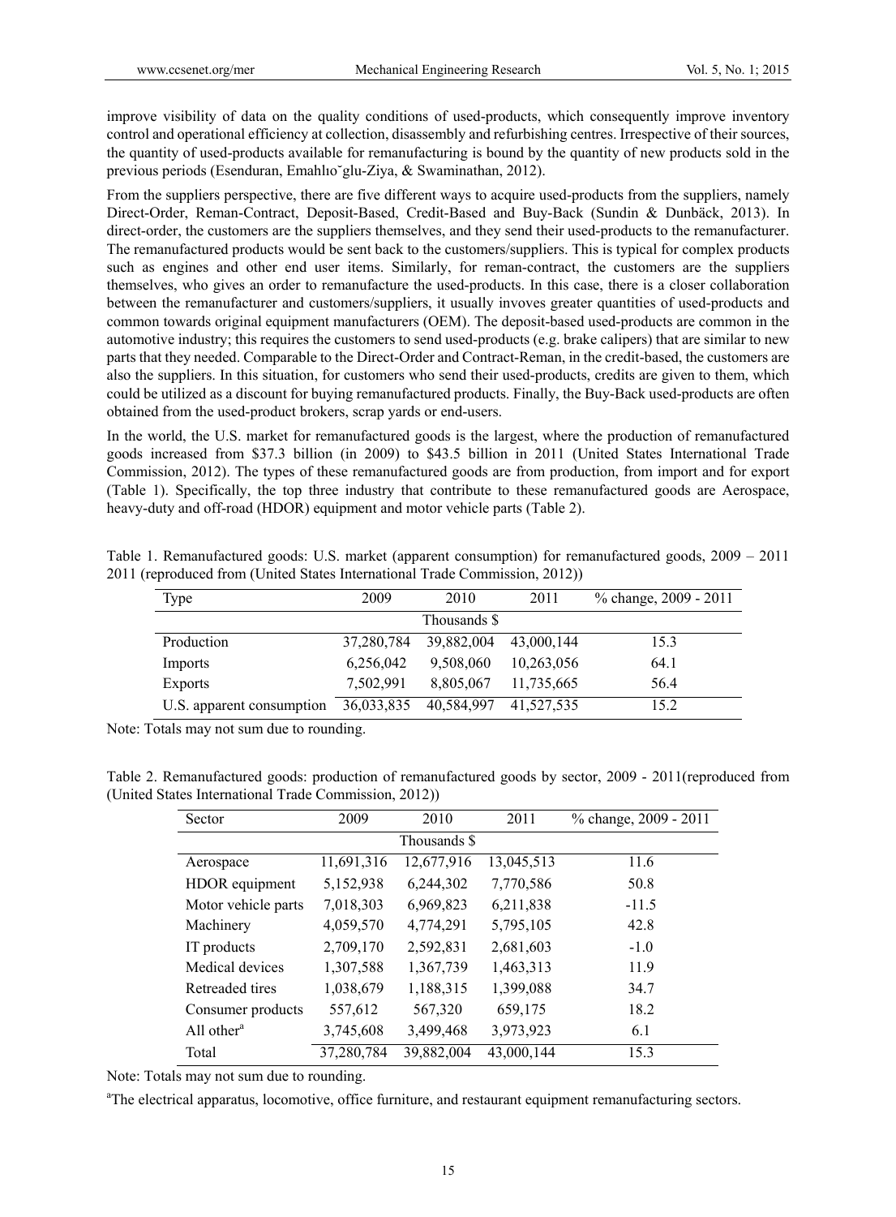improve visibility of data on the quality conditions of used-products, which consequently improve inventory control and operational efficiency at collection, disassembly and refurbishing centres. Irrespective of their sources, the quantity of used-products available for remanufacturing is bound by the quantity of new products sold in the previous periods (Esenduran, Emahlıo˘glu-Ziya, & Swaminathan, 2012).

From the suppliers perspective, there are five different ways to acquire used-products from the suppliers, namely Direct-Order, Reman-Contract, Deposit-Based, Credit-Based and Buy-Back (Sundin & Dunbäck, 2013). In direct-order, the customers are the suppliers themselves, and they send their used-products to the remanufacturer. The remanufactured products would be sent back to the customers/suppliers. This is typical for complex products such as engines and other end user items. Similarly, for reman-contract, the customers are the suppliers themselves, who gives an order to remanufacture the used-products. In this case, there is a closer collaboration between the remanufacturer and customers/suppliers, it usually invoves greater quantities of used-products and common towards original equipment manufacturers (OEM). The deposit-based used-products are common in the automotive industry; this requires the customers to send used-products (e.g. brake calipers) that are similar to new parts that they needed. Comparable to the Direct-Order and Contract-Reman, in the credit-based, the customers are also the suppliers. In this situation, for customers who send their used-products, credits are given to them, which could be utilized as a discount for buying remanufactured products. Finally, the Buy-Back used-products are often obtained from the used-product brokers, scrap yards or end-users.

In the world, the U.S. market for remanufactured goods is the largest, where the production of remanufactured goods increased from $37.3 billion (in 2009) to $43.5 billion in 2011 (United States International Trade Commission, 2012). The types of these remanufactured goods are from production, from import and for export (Table 1). Specifically, the top three industry that contribute to these remanufactured goods are Aerospace, heavy-duty and off-road (HDOR) equipment and motor vehicle parts (Table 2).

Table 1. Remanufactured goods: U.S. market (apparent consumption) for remanufactured goods, 2009 – 2011 2011 (reproduced from (United States International Trade Commission, 2012))

| Type | 2009 | 2010 | 2011 | % change, 2009 - 2011 |
|---|---|---|---|---|
| | | Thousands $ | | |
| Production | 37,280,784 | 39,882,004 | 43,000,144 | 15.3 |
| Imports | 6,256,042 | 9,508,060 | 10,263,056 | 64.1 |
| Exports | 7,502,991 | 8,805,067 | 11,735,665 | 56.4 |
| U.S. apparent consumption | 36,033,835 | 40,584,997 | 41,527,535 | 15.2 |

Note: Totals may not sum due to rounding.

Table 2. Remanufactured goods: production of remanufactured goods by sector, 2009 - 2011(reproduced from (United States International Trade Commission, 2012))

| Sector | 2009 | 2010 | 2011 | % change, 2009 - 2011 |
|---|---|---|---|---|
| | | Thousands $ | | |
| Aerospace | 11,691,316 | 12,677,916 | 13,045,513 | 11.6 |
| HDOR equipment | 5,152,938 | 6,244,302 | 7,770,586 | 50.8 |
| Motor vehicle parts | 7,018,303 | 6,969,823 | 6,211,838 | -11.5 |
| Machinery | 4,059,570 | 4,774,291 | 5,795,105 | 42.8 |
| IT products | 2,709,170 | 2,592,831 | 2,681,603 | -1.0 |
| Medical devices | 1,307,588 | 1,367,739 | 1,463,313 | 11.9 |
| Retreaded tires | 1,038,679 | 1,188,315 | 1,399,088 | 34.7 |
| Consumer products | 557,612 | 567,320 | 659,175 | 18.2 |
| All other[a] | 3,745,608 | 3,499,468 | 3,973,923 | 6.1 |
| Total | 37,280,784 | 39,882,004 | 43,000,144 | 15.3 |

Note: Totals may not sum due to rounding.

[a]The electrical apparatus, locomotive, office furniture, and restaurant equipment remanufacturing sectors.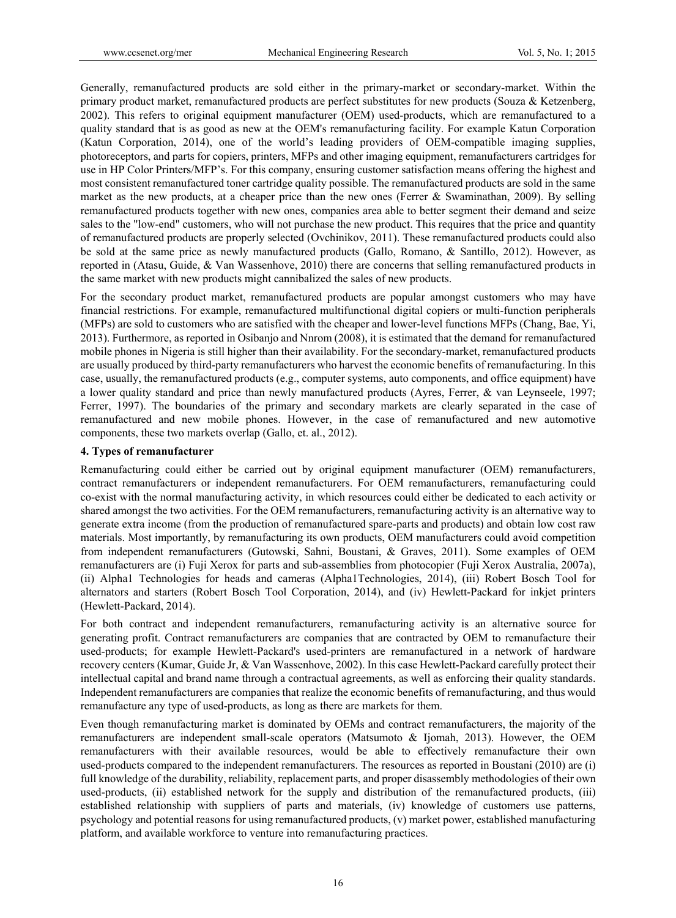Generally, remanufactured products are sold either in the primary-market or secondary-market. Within the primary product market, remanufactured products are perfect substitutes for new products (Souza & Ketzenberg, 2002). This refers to original equipment manufacturer (OEM) used-products, which are remanufactured to a quality standard that is as good as new at the OEM's remanufacturing facility. For example Katun Corporation (Katun Corporation, 2014), one of the world's leading providers of OEM-compatible imaging supplies, photoreceptors, and parts for copiers, printers, MFPs and other imaging equipment, remanufacturers cartridges for use in HP Color Printers/MFP's. For this company, ensuring customer satisfaction means offering the highest and most consistent remanufactured toner cartridge quality possible. The remanufactured products are sold in the same market as the new products, at a cheaper price than the new ones (Ferrer & Swaminathan, 2009). By selling remanufactured products together with new ones, companies area able to better segment their demand and seize sales to the "low-end" customers, who will not purchase the new product. This requires that the price and quantity of remanufactured products are properly selected (Ovchinikov, 2011). These remanufactured products could also be sold at the same price as newly manufactured products (Gallo, Romano, & Santillo, 2012). However, as reported in (Atasu, Guide, & Van Wassenhove, 2010) there are concerns that selling remanufactured products in the same market with new products might cannibalized the sales of new products.

For the secondary product market, remanufactured products are popular amongst customers who may have financial restrictions. For example, remanufactured multifunctional digital copiers or multi-function peripherals (MFPs) are sold to customers who are satisfied with the cheaper and lower-level functions MFPs (Chang, Bae, Yi, 2013). Furthermore, as reported in Osibanjo and Nnrom (2008), it is estimated that the demand for remanufactured mobile phones in Nigeria is still higher than their availability. For the secondary-market, remanufactured products are usually produced by third-party remanufacturers who harvest the economic benefits of remanufacturing. In this case, usually, the remanufactured products (e.g., computer systems, auto components, and office equipment) have a lower quality standard and price than newly manufactured products (Ayres, Ferrer, & van Leynseele, 1997; Ferrer, 1997). The boundaries of the primary and secondary markets are clearly separated in the case of remanufactured and new mobile phones. However, in the case of remanufactured and new automotive components, these two markets overlap (Gallo, et. al., 2012).

## 4. Types of remanufacturer

Remanufacturing could either be carried out by original equipment manufacturer (OEM) remanufacturers, contract remanufacturers or independent remanufacturers. For OEM remanufacturers, remanufacturing could co-exist with the normal manufacturing activity, in which resources could either be dedicated to each activity or shared amongst the two activities. For the OEM remanufacturers, remanufacturing activity is an alternative way to generate extra income (from the production of remanufactured spare-parts and products) and obtain low cost raw materials. Most importantly, by remanufacturing its own products, OEM manufacturers could avoid competition from independent remanufacturers (Gutowski, Sahni, Boustani, & Graves, 2011). Some examples of OEM remanufacturers are (i) Fuji Xerox for parts and sub-assemblies from photocopier (Fuji Xerox Australia, 2007a), (ii) Alpha1 Technologies for heads and cameras (Alpha1Technologies, 2014), (iii) Robert Bosch Tool for alternators and starters (Robert Bosch Tool Corporation, 2014), and (iv) Hewlett-Packard for inkjet printers (Hewlett-Packard, 2014).

For both contract and independent remanufacturers, remanufacturing activity is an alternative source for generating profit. Contract remanufacturers are companies that are contracted by OEM to remanufacture their used-products; for example Hewlett-Packard's used-printers are remanufactured in a network of hardware recovery centers (Kumar, Guide Jr, & Van Wassenhove, 2002). In this case Hewlett-Packard carefully protect their intellectual capital and brand name through a contractual agreements, as well as enforcing their quality standards. Independent remanufacturers are companies that realize the economic benefits of remanufacturing, and thus would remanufacture any type of used-products, as long as there are markets for them.

Even though remanufacturing market is dominated by OEMs and contract remanufacturers, the majority of the remanufacturers are independent small-scale operators (Matsumoto & Ijomah, 2013). However, the OEM remanufacturers with their available resources, would be able to effectively remanufacture their own used-products compared to the independent remanufacturers. The resources as reported in Boustani (2010) are (i) full knowledge of the durability, reliability, replacement parts, and proper disassembly methodologies of their own used-products, (ii) established network for the supply and distribution of the remanufactured products, (iii) established relationship with suppliers of parts and materials, (iv) knowledge of customers use patterns, psychology and potential reasons for using remanufactured products, (v) market power, established manufacturing platform, and available workforce to venture into remanufacturing practices.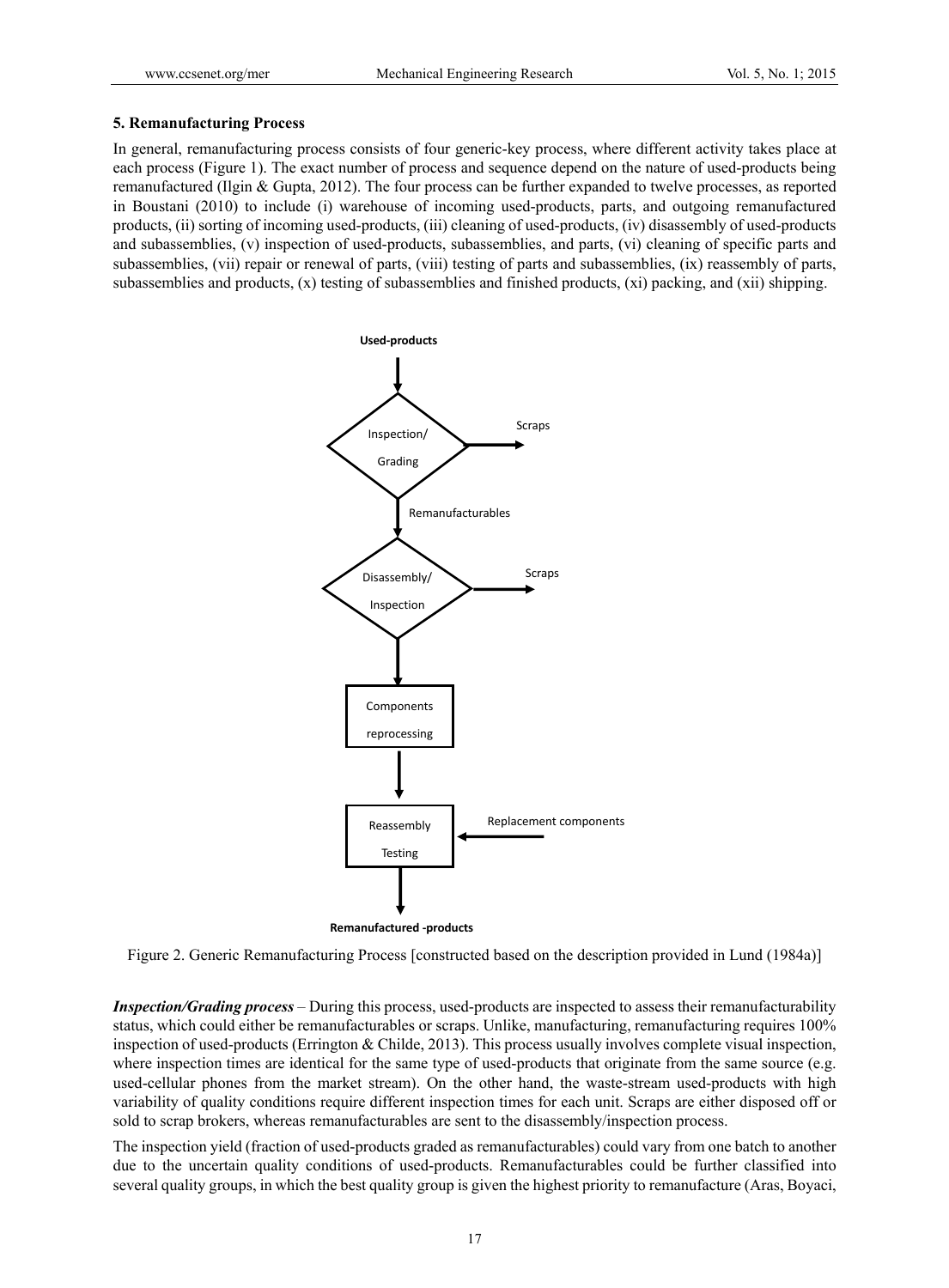### 5. Remanufacturing Process

In general, remanufacturing process consists of four generic-key process, where different activity takes place at each process (Figure 1). The exact number of process and sequence depend on the nature of used-products being remanufactured (Ilgin & Gupta, 2012). The four process can be further expanded to twelve processes, as reported in Boustani (2010) to include (i) warehouse of incoming used-products, parts, and outgoing remanufactured products, (ii) sorting of incoming used-products, (iii) cleaning of used-products, (iv) disassembly of used-products and subassemblies, (v) inspection of used-products, subassemblies, and parts, (vi) cleaning of specific parts and subassemblies, (vii) repair or renewal of parts, (viii) testing of parts and subassemblies, (ix) reassembly of parts, subassemblies and products, (x) testing of subassemblies and finished products, (xi) packing, and (xii) shipping.

Figure 2. Generic Remanufacturing Process [constructed based on the description provided in Lund (1984a)]

***Inspection/Grading process*** – During this process, used-products are inspected to assess their remanufacturability status, which could either be remanufacturables or scraps. Unlike, manufacturing, remanufacturing requires 100% inspection of used-products (Errington & Childe, 2013). This process usually involves complete visual inspection, where inspection times are identical for the same type of used-products that originate from the same source (e.g. used-cellular phones from the market stream). On the other hand, the waste-stream used-products with high variability of quality conditions require different inspection times for each unit. Scraps are either disposed off or sold to scrap brokers, whereas remanufacturables are sent to the disassembly/inspection process.

The inspection yield (fraction of used-products graded as remanufacturables) could vary from one batch to another due to the uncertain quality conditions of used-products. Remanufacturables could be further classified into several quality groups, in which the best quality group is given the highest priority to remanufacture (Aras, Boyaci,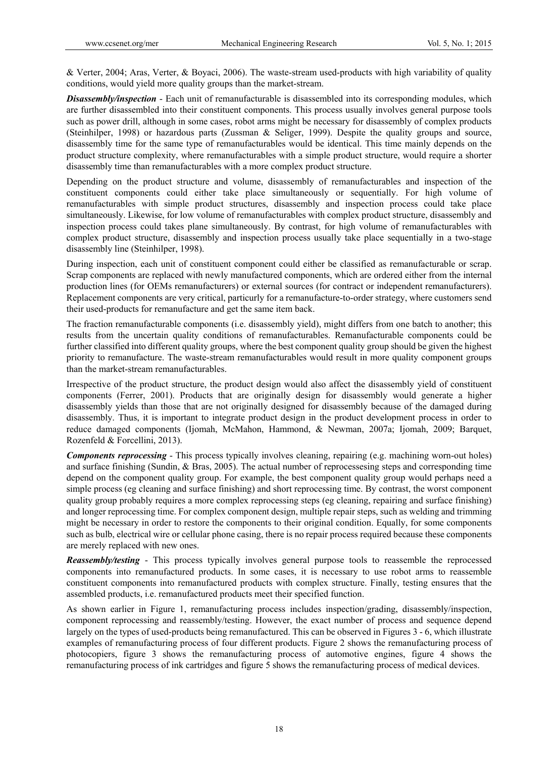& Verter, 2004; Aras, Verter, & Boyaci, 2006). The waste-stream used-products with high variability of quality conditions, would yield more quality groups than the market-stream.

***Disassembly/inspection*** - Each unit of remanufacturable is disassembled into its corresponding modules, which are further disassembled into their constituent components. This process usually involves general purpose tools such as power drill, although in some cases, robot arms might be necessary for disassembly of complex products (Steinhilper, 1998) or hazardous parts (Zussman & Seliger, 1999). Despite the quality groups and source, disassembly time for the same type of remanufacturables would be identical. This time mainly depends on the product structure complexity, where remanufacturables with a simple product structure, would require a shorter disassembly time than remanufacturables with a more complex product structure.

Depending on the product structure and volume, disassembly of remanufacturables and inspection of the constituent components could either take place simultaneously or sequentially. For high volume of remanufacturables with simple product structures, disassembly and inspection process could take place simultaneously. Likewise, for low volume of remanufacturables with complex product structure, disassembly and inspection process could takes plane simultaneously. By contrast, for high volume of remanufacturables with complex product structure, disassembly and inspection process usually take place sequentially in a two-stage disassembly line (Steinhilper, 1998).

During inspection, each unit of constituent component could either be classified as remanufacturable or scrap. Scrap components are replaced with newly manufactured components, which are ordered either from the internal production lines (for OEMs remanufacturers) or external sources (for contract or independent remanufacturers). Replacement components are very critical, particurly for a remanufacture-to-order strategy, where customers send their used-products for remanufacture and get the same item back.

The fraction remanufacturable components (i.e. disassembly yield), might differs from one batch to another; this results from the uncertain quality conditions of remanufacturables. Remanufacturable components could be further classified into different quality groups, where the best component quality group should be given the highest priority to remanufacture. The waste-stream remanufacturables would result in more quality component groups than the market-stream remanufacturables.

Irrespective of the product structure, the product design would also affect the disassembly yield of constituent components (Ferrer, 2001). Products that are originally design for disassembly would generate a higher disassembly yields than those that are not originally designed for disassembly because of the damaged during disassembly. Thus, it is important to integrate product design in the product development process in order to reduce damaged components (Ijomah, McMahon, Hammond, & Newman, 2007a; Ijomah, 2009; Barquet, Rozenfeld & Forcellini, 2013).

***Components reprocessing*** - This process typically involves cleaning, repairing (e.g. machining worn-out holes) and surface finishing (Sundin, & Bras, 2005). The actual number of reprocessesing steps and corresponding time depend on the component quality group. For example, the best component quality group would perhaps need a simple process (eg cleaning and surface finishing) and short reprocessing time. By contrast, the worst component quality group probably requires a more complex reprocessing steps (eg cleaning, repairing and surface finishing) and longer reprocessing time. For complex component design, multiple repair steps, such as welding and trimming might be necessary in order to restore the components to their original condition. Equally, for some components such as bulb, electrical wire or cellular phone casing, there is no repair process required because these components are merely replaced with new ones.

***Reassembly/testing*** - This process typically involves general purpose tools to reassemble the reprocessed components into remanufactured products. In some cases, it is necessary to use robot arms to reassemble constituent components into remanufactured products with complex structure. Finally, testing ensures that the assembled products, i.e. remanufactured products meet their specified function.

As shown earlier in Figure 1, remanufacturing process includes inspection/grading, disassembly/inspection, component reprocessing and reassembly/testing. However, the exact number of process and sequence depend largely on the types of used-products being remanufactured. This can be observed in Figures 3 - 6, which illustrate examples of remanufacturing process of four different products. Figure 2 shows the remanufacturing process of photocopiers, figure 3 shows the remanufacturing process of automotive engines, figure 4 shows the remanufacturing process of ink cartridges and figure 5 shows the remanufacturing process of medical devices.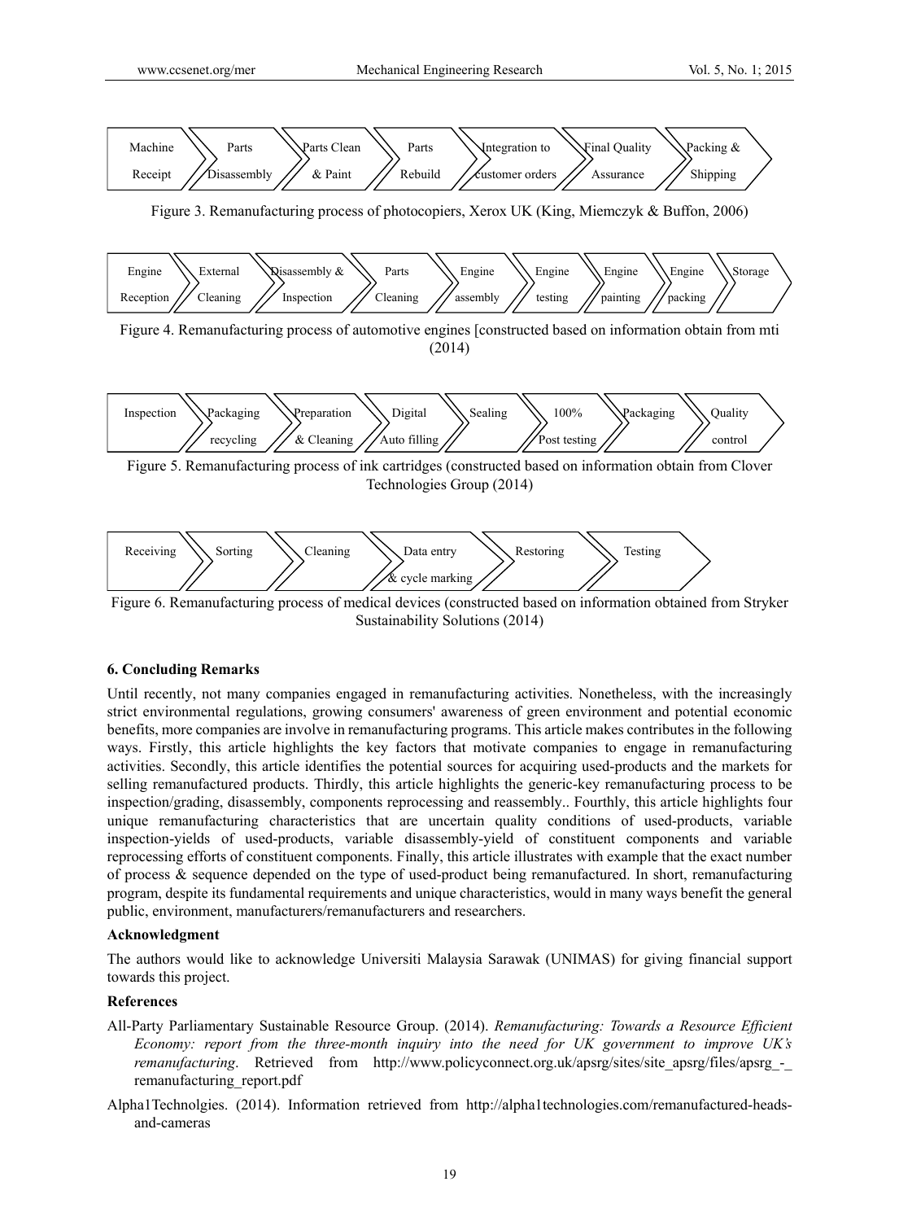| Machine Receipt | Parts Disassembly | Parts Clean & Paint | Parts Rebuild | Integration to customer orders | Final Quality Assurance | Packing & Shipping |
|---|---|---|---|---|---|---|

Figure 3. Remanufacturing process of photocopiers, Xerox UK (King, Miemczyk & Buffon, 2006)

| Engine Reception | External Cleaning | Disassembly & Inspection | Parts Cleaning | Engine assembly | Engine testing | Engine painting | Engine packing | Storage |
|---|---|---|---|---|---|---|---|---|

Figure 4. Remanufacturing process of automotive engines [constructed based on information obtain from mti (2014)

| Inspection | Packaging recycling | Preparation & Cleaning | Digital Auto filling | Sealing | 100% Post testing | Packaging | Quality control |
|---|---|---|---|---|---|---|---|

Figure 5. Remanufacturing process of ink cartridges (constructed based on information obtain from Clover Technologies Group (2014)

| Receiving | Sorting | Cleaning | Data entry & cycle marking | Restoring | Testing |
|---|---|---|---|---|---|

Figure 6. Remanufacturing process of medical devices (constructed based on information obtained from Stryker Sustainability Solutions (2014)

### 6. Concluding Remarks

Until recently, not many companies engaged in remanufacturing activities. Nonetheless, with the increasingly strict environmental regulations, growing consumers' awareness of green environment and potential economic benefits, more companies are involve in remanufacturing programs. This article makes contributes in the following ways. Firstly, this article highlights the key factors that motivate companies to engage in remanufacturing activities. Secondly, this article identifies the potential sources for acquiring used-products and the markets for selling remanufactured products. Thirdly, this article highlights the generic-key remanufacturing process to be inspection/grading, disassembly, components reprocessing and reassembly.. Fourthly, this article highlights four unique remanufacturing characteristics that are uncertain quality conditions of used-products, variable inspection-yields of used-products, variable disassembly-yield of constituent components and variable reprocessing efforts of constituent components. Finally, this article illustrates with example that the exact number of process & sequence depended on the type of used-product being remanufactured. In short, remanufacturing program, despite its fundamental requirements and unique characteristics, would in many ways benefit the general public, environment, manufacturers/remanufacturers and researchers.

### Acknowledgment

The authors would like to acknowledge Universiti Malaysia Sarawak (UNIMAS) for giving financial support towards this project.

### References

All-Party Parliamentary Sustainable Resource Group. (2014). *Remanufacturing: Towards a Resource Efficient Economy: report from the three-month inquiry into the need for UK government to improve UK's remanufacturing*. Retrieved from http://www.policyconnect.org.uk/apsrg/sites/site_apsrg/files/apsrg_-_remanufacturing_report.pdf

Alpha1Technolgies. (2014). Information retrieved from http://alpha1technologies.com/remanufactured-heads-and-cameras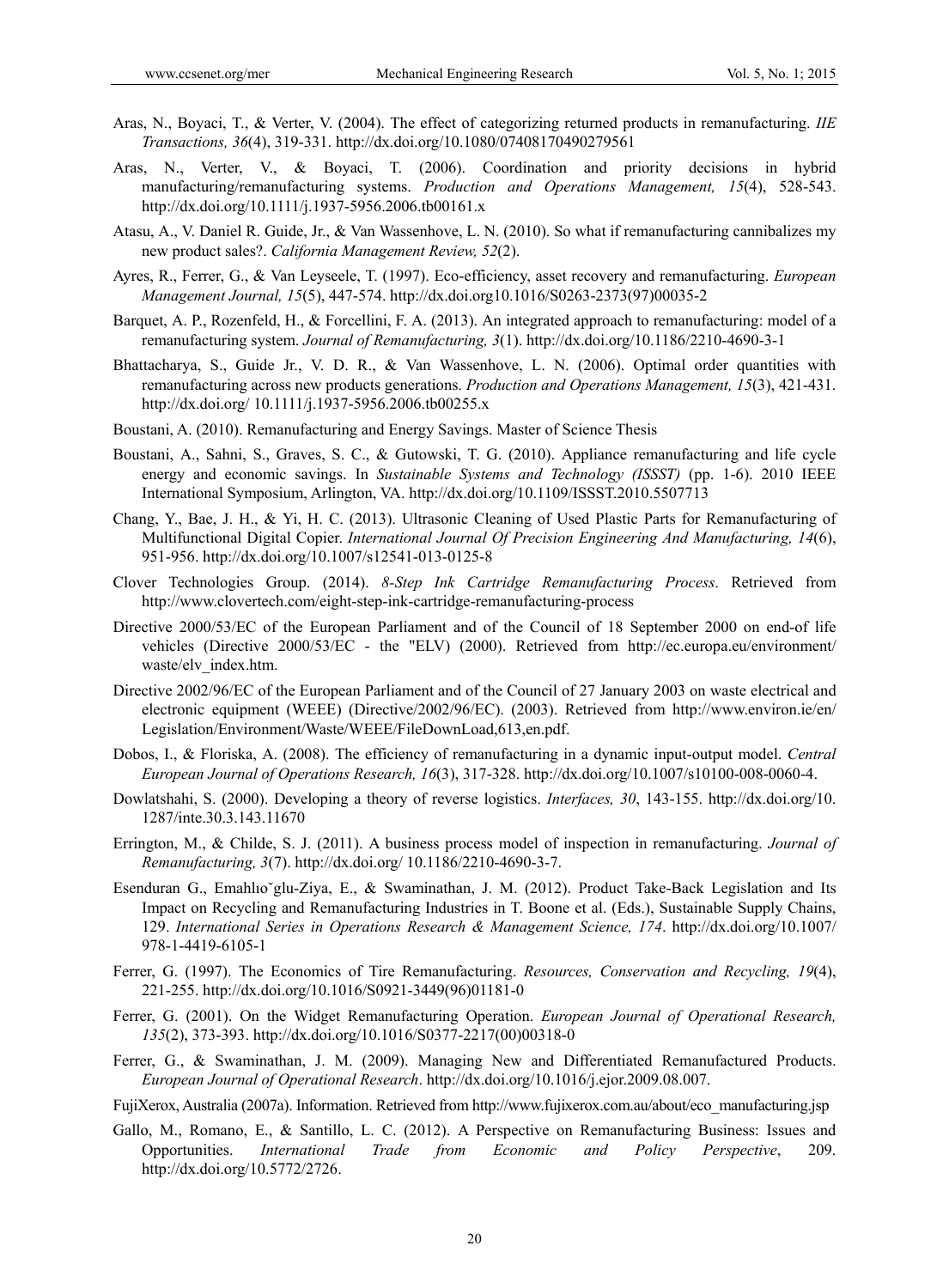Aras, N., Boyaci, T., & Verter, V. (2004). The effect of categorizing returned products in remanufacturing. *IIE Transactions, 36*(4), 319-331. http://dx.doi.org/10.1080/07408170490279561

Aras, N., Verter, V., & Boyaci, T. (2006). Coordination and priority decisions in hybrid manufacturing/remanufacturing systems. *Production and Operations Management, 15*(4), 528-543. http://dx.doi.org/10.1111/j.1937-5956.2006.tb00161.x

Atasu, A., V. Daniel R. Guide, Jr., & Van Wassenhove, L. N. (2010). So what if remanufacturing cannibalizes my new product sales?. *California Management Review, 52*(2).

Ayres, R., Ferrer, G., & Van Leyseele, T. (1997). Eco-efficiency, asset recovery and remanufacturing. *European Management Journal, 15*(5), 447-574. http://dx.doi.org10.1016/S0263-2373(97)00035-2

Barquet, A. P., Rozenfeld, H., & Forcellini, F. A. (2013). An integrated approach to remanufacturing: model of a remanufacturing system. *Journal of Remanufacturing, 3*(1). http://dx.doi.org/10.1186/2210-4690-3-1

Bhattacharya, S., Guide Jr., V. D. R., & Van Wassenhove, L. N. (2006). Optimal order quantities with remanufacturing across new products generations. *Production and Operations Management, 15*(3), 421-431. http://dx.doi.org/ 10.1111/j.1937-5956.2006.tb00255.x

Boustani, A. (2010). Remanufacturing and Energy Savings. Master of Science Thesis

Boustani, A., Sahni, S., Graves, S. C., & Gutowski, T. G. (2010). Appliance remanufacturing and life cycle energy and economic savings. In *Sustainable Systems and Technology (ISSST)* (pp. 1-6). 2010 IEEE International Symposium, Arlington, VA. http://dx.doi.org/10.1109/ISSST.2010.5507713

Chang, Y., Bae, J. H., & Yi, H. C. (2013). Ultrasonic Cleaning of Used Plastic Parts for Remanufacturing of Multifunctional Digital Copier. *International Journal Of Precision Engineering And Manufacturing, 14*(6), 951-956. http://dx.doi.org/10.1007/s12541-013-0125-8

Clover Technologies Group. (2014). *8-Step Ink Cartridge Remanufacturing Process*. Retrieved from http://www.clovertech.com/eight-step-ink-cartridge-remanufacturing-process

Directive 2000/53/EC of the European Parliament and of the Council of 18 September 2000 on end-of life vehicles (Directive 2000/53/EC - the "ELV) (2000). Retrieved from http://ec.europa.eu/environment/ waste/elv_index.htm.

Directive 2002/96/EC of the European Parliament and of the Council of 27 January 2003 on waste electrical and electronic equipment (WEEE) (Directive/2002/96/EC). (2003). Retrieved from http://www.environ.ie/en/ Legislation/Environment/Waste/WEEE/FileDownLoad,613,en.pdf.

Dobos, I., & Floriska, A. (2008). The efficiency of remanufacturing in a dynamic input-output model. *Central European Journal of Operations Research, 16*(3), 317-328. http://dx.doi.org/10.1007/s10100-008-0060-4.

Dowlatshahi, S. (2000). Developing a theory of reverse logistics. *Interfaces, 30*, 143-155. http://dx.doi.org/10. 1287/inte.30.3.143.11670

Errington, M., & Childe, S. J. (2011). A business process model of inspection in remanufacturing. *Journal of Remanufacturing, 3*(7). http://dx.doi.org/ 10.1186/2210-4690-3-7.

Esenduran G., Emahlıo˘glu-Ziya, E., & Swaminathan, J. M. (2012). Product Take-Back Legislation and Its Impact on Recycling and Remanufacturing Industries in T. Boone et al. (Eds.), Sustainable Supply Chains, 129. *International Series in Operations Research & Management Science, 174*. http://dx.doi.org/10.1007/ 978-1-4419-6105-1

Ferrer, G. (1997). The Economics of Tire Remanufacturing. *Resources, Conservation and Recycling, 19*(4), 221-255. http://dx.doi.org/10.1016/S0921-3449(96)01181-0

Ferrer, G. (2001). On the Widget Remanufacturing Operation. *European Journal of Operational Research, 135*(2), 373-393. http://dx.doi.org/10.1016/S0377-2217(00)00318-0

Ferrer, G., & Swaminathan, J. M. (2009). Managing New and Differentiated Remanufactured Products. *European Journal of Operational Research*. http://dx.doi.org/10.1016/j.ejor.2009.08.007.

FujiXerox, Australia (2007a). Information. Retrieved from http://www.fujixerox.com.au/about/eco_manufacturing.jsp

Gallo, M., Romano, E., & Santillo, L. C. (2012). A Perspective on Remanufacturing Business: Issues and Opportunities. *International Trade from Economic and Policy Perspective*, 209. http://dx.doi.org/10.5772/2726.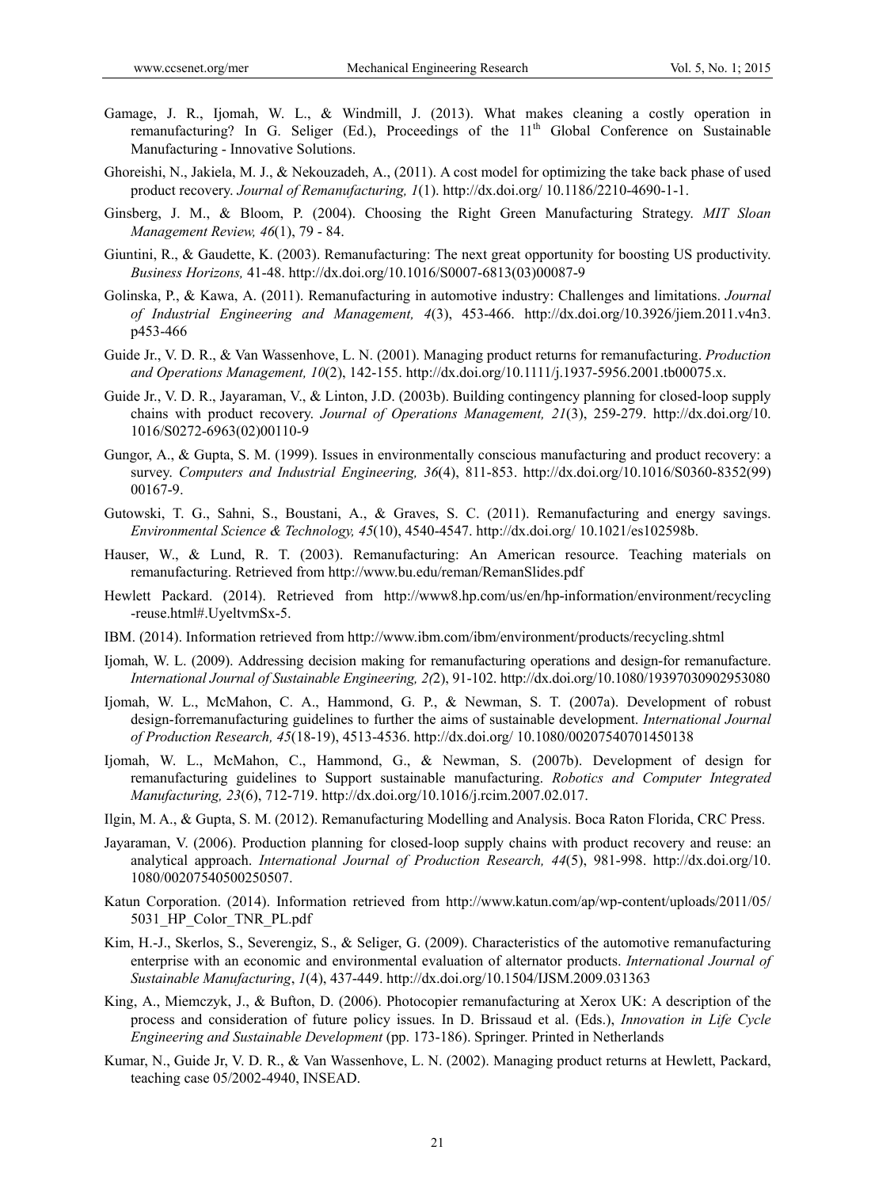Gamage, J. R., Ijomah, W. L., & Windmill, J. (2013). What makes cleaning a costly operation in remanufacturing? In G. Seliger (Ed.), Proceedings of the 11th Global Conference on Sustainable Manufacturing - Innovative Solutions.

Ghoreishi, N., Jakiela, M. J., & Nekouzadeh, A., (2011). A cost model for optimizing the take back phase of used product recovery. *Journal of Remanufacturing, 1*(1). http://dx.doi.org/ 10.1186/2210-4690-1-1.

Ginsberg, J. M., & Bloom, P. (2004). Choosing the Right Green Manufacturing Strategy. *MIT Sloan Management Review, 46*(1), 79 - 84.

Giuntini, R., & Gaudette, K. (2003). Remanufacturing: The next great opportunity for boosting US productivity. *Business Horizons,* 41-48. http://dx.doi.org/10.1016/S0007-6813(03)00087-9

Golinska, P., & Kawa, A. (2011). Remanufacturing in automotive industry: Challenges and limitations. *Journal of Industrial Engineering and Management, 4*(3), 453-466. http://dx.doi.org/10.3926/jiem.2011.v4n3.p453-466

Guide Jr., V. D. R., & Van Wassenhove, L. N. (2001). Managing product returns for remanufacturing. *Production and Operations Management, 10*(2), 142-155. http://dx.doi.org/10.1111/j.1937-5956.2001.tb00075.x.

Guide Jr., V. D. R., Jayaraman, V., & Linton, J.D. (2003b). Building contingency planning for closed-loop supply chains with product recovery. *Journal of Operations Management, 21*(3), 259-279. http://dx.doi.org/10.1016/S0272-6963(02)00110-9

Gungor, A., & Gupta, S. M. (1999). Issues in environmentally conscious manufacturing and product recovery: a survey. *Computers and Industrial Engineering, 36*(4), 811-853. http://dx.doi.org/10.1016/S0360-8352(99)00167-9.

Gutowski, T. G., Sahni, S., Boustani, A., & Graves, S. C. (2011). Remanufacturing and energy savings. *Environmental Science & Technology, 45*(10), 4540-4547. http://dx.doi.org/ 10.1021/es102598b.

Hauser, W., & Lund, R. T. (2003). Remanufacturing: An American resource. Teaching materials on remanufacturing. Retrieved from http://www.bu.edu/reman/RemanSlides.pdf

Hewlett Packard. (2014). Retrieved from http://www8.hp.com/us/en/hp-information/environment/recycling-reuse.html#.UyeltvmSx-5.

IBM. (2014). Information retrieved from http://www.ibm.com/ibm/environment/products/recycling.shtml

Ijomah, W. L. (2009). Addressing decision making for remanufacturing operations and design-for remanufacture. *International Journal of Sustainable Engineering, 2(*2), 91-102. http://dx.doi.org/10.1080/19397030902953080

Ijomah, W. L., McMahon, C. A., Hammond, G. P., & Newman, S. T. (2007a). Development of robust design-forremanufacturing guidelines to further the aims of sustainable development. *International Journal of Production Research, 45*(18-19), 4513-4536. http://dx.doi.org/ 10.1080/00207540701450138

Ijomah, W. L., McMahon, C., Hammond, G., & Newman, S. (2007b). Development of design for remanufacturing guidelines to Support sustainable manufacturing. *Robotics and Computer Integrated Manufacturing, 23*(6), 712-719. http://dx.doi.org/10.1016/j.rcim.2007.02.017.

Ilgin, M. A., & Gupta, S. M. (2012). Remanufacturing Modelling and Analysis. Boca Raton Florida, CRC Press.

Jayaraman, V. (2006). Production planning for closed-loop supply chains with product recovery and reuse: an analytical approach. *International Journal of Production Research, 44*(5), 981-998. http://dx.doi.org/10.1080/00207540500250507.

Katun Corporation. (2014). Information retrieved from http://www.katun.com/ap/wp-content/uploads/2011/05/5031_HP_Color_TNR_PL.pdf

Kim, H.-J., Skerlos, S., Severengiz, S., & Seliger, G. (2009). Characteristics of the automotive remanufacturing enterprise with an economic and environmental evaluation of alternator products. *International Journal of Sustainable Manufacturing*, *1*(4), 437-449. http://dx.doi.org/10.1504/IJSM.2009.031363

King, A., Miemczyk, J., & Bufton, D. (2006). Photocopier remanufacturing at Xerox UK: A description of the process and consideration of future policy issues. In D. Brissaud et al. (Eds.), *Innovation in Life Cycle Engineering and Sustainable Development* (pp. 173-186). Springer. Printed in Netherlands

Kumar, N., Guide Jr, V. D. R., & Van Wassenhove, L. N. (2002). Managing product returns at Hewlett, Packard, teaching case 05/2002-4940, INSEAD.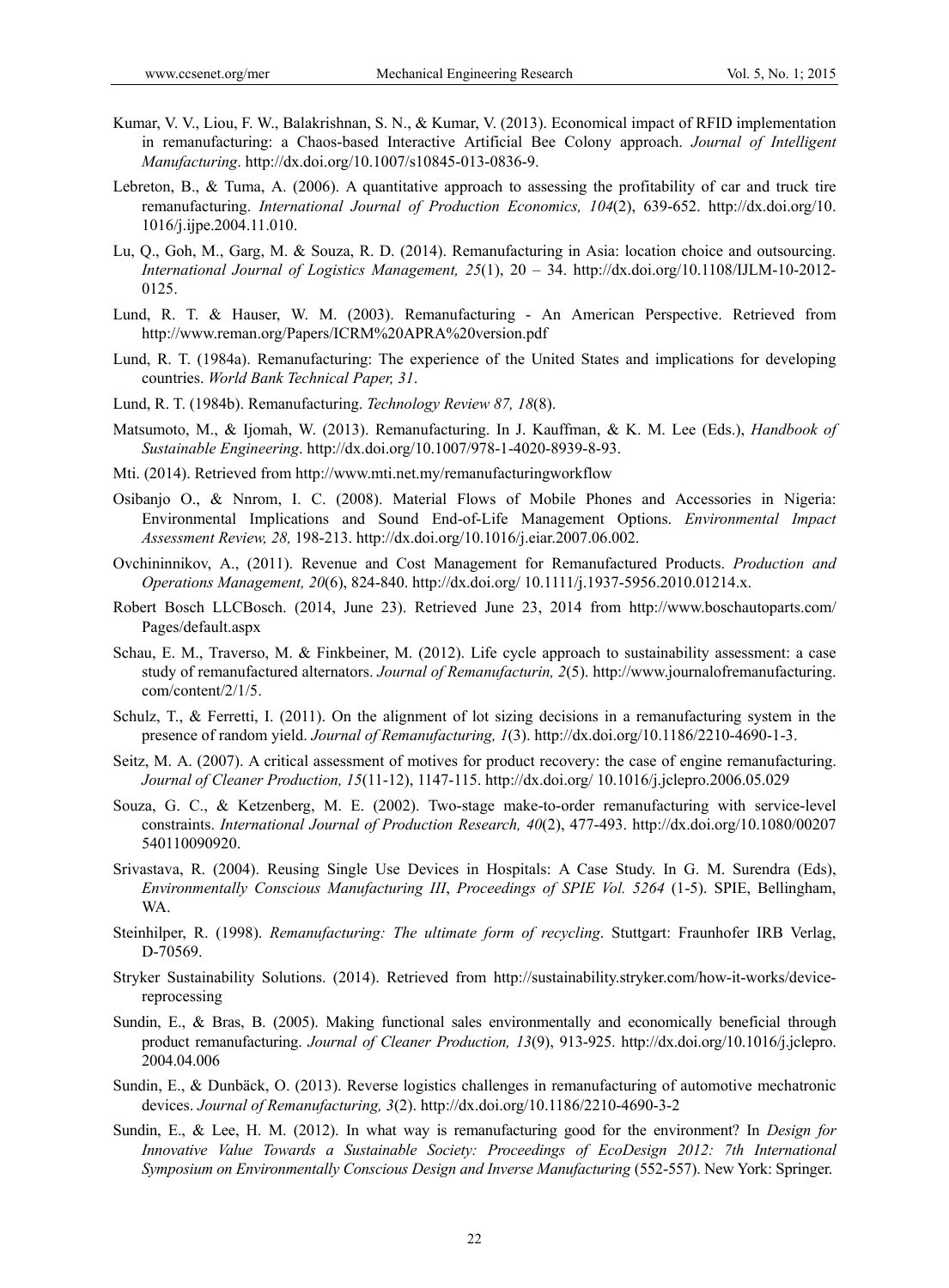Kumar, V. V., Liou, F. W., Balakrishnan, S. N., & Kumar, V. (2013). Economical impact of RFID implementation in remanufacturing: a Chaos-based Interactive Artificial Bee Colony approach. *Journal of Intelligent Manufacturing*. http://dx.doi.org/10.1007/s10845-013-0836-9.

Lebreton, B., & Tuma, A. (2006). A quantitative approach to assessing the profitability of car and truck tire remanufacturing. *International Journal of Production Economics, 104*(2), 639-652. http://dx.doi.org/10.1016/j.ijpe.2004.11.010.

Lu, Q., Goh, M., Garg, M. & Souza, R. D. (2014). Remanufacturing in Asia: location choice and outsourcing. *International Journal of Logistics Management, 25*(1), 20 – 34. http://dx.doi.org/10.1108/IJLM-10-2012-0125.

Lund, R. T. & Hauser, W. M. (2003). Remanufacturing - An American Perspective. Retrieved from http://www.reman.org/Papers/ICRM%20APRA%20version.pdf

Lund, R. T. (1984a). Remanufacturing: The experience of the United States and implications for developing countries. *World Bank Technical Paper, 31*.

Lund, R. T. (1984b). Remanufacturing. *Technology Review 87, 18*(8).

Matsumoto, M., & Ijomah, W. (2013). Remanufacturing. In J. Kauffman, & K. M. Lee (Eds.), *Handbook of Sustainable Engineering*. http://dx.doi.org/10.1007/978-1-4020-8939-8-93.

Mti. (2014). Retrieved from http://www.mti.net.my/remanufacturingworkflow

Osibanjo O., & Nnrom, I. C. (2008). Material Flows of Mobile Phones and Accessories in Nigeria: Environmental Implications and Sound End-of-Life Management Options. *Environmental Impact Assessment Review, 28,* 198-213. http://dx.doi.org/10.1016/j.eiar.2007.06.002.

Ovchininnikov, A., (2011). Revenue and Cost Management for Remanufactured Products. *Production and Operations Management, 20*(6), 824-840. http://dx.doi.org/ 10.1111/j.1937-5956.2010.01214.x.

Robert Bosch LLCBosch. (2014, June 23). Retrieved June 23, 2014 from http://www.boschautoparts.com/Pages/default.aspx

Schau, E. M., Traverso, M. & Finkbeiner, M. (2012). Life cycle approach to sustainability assessment: a case study of remanufactured alternators. *Journal of Remanufacturin, 2*(5). http://www.journalofremanufacturing.com/content/2/1/5.

Schulz, T., & Ferretti, I. (2011). On the alignment of lot sizing decisions in a remanufacturing system in the presence of random yield. *Journal of Remanufacturing, 1*(3). http://dx.doi.org/10.1186/2210-4690-1-3.

Seitz, M. A. (2007). A critical assessment of motives for product recovery: the case of engine remanufacturing. *Journal of Cleaner Production, 15*(11-12), 1147-115. http://dx.doi.org/ 10.1016/j.jclepro.2006.05.029

Souza, G. C., & Ketzenberg, M. E. (2002). Two-stage make-to-order remanufacturing with service-level constraints. *International Journal of Production Research, 40*(2), 477-493. http://dx.doi.org/10.1080/00207540110090920.

Srivastava, R. (2004). Reusing Single Use Devices in Hospitals: A Case Study. In G. M. Surendra (Eds), *Environmentally Conscious Manufacturing III*, *Proceedings of SPIE Vol. 5264* (1-5). SPIE, Bellingham, WA.

Steinhilper, R. (1998). *Remanufacturing: The ultimate form of recycling*. Stuttgart: Fraunhofer IRB Verlag, D-70569.

Stryker Sustainability Solutions. (2014). Retrieved from http://sustainability.stryker.com/how-it-works/device-reprocessing

Sundin, E., & Bras, B. (2005). Making functional sales environmentally and economically beneficial through product remanufacturing. *Journal of Cleaner Production, 13*(9), 913-925. http://dx.doi.org/10.1016/j.jclepro.2004.04.006

Sundin, E., & Dunbäck, O. (2013). Reverse logistics challenges in remanufacturing of automotive mechatronic devices. *Journal of Remanufacturing, 3*(2). http://dx.doi.org/10.1186/2210-4690-3-2

Sundin, E., & Lee, H. M. (2012). In what way is remanufacturing good for the environment? In *Design for Innovative Value Towards a Sustainable Society: Proceedings of EcoDesign 2012: 7th International Symposium on Environmentally Conscious Design and Inverse Manufacturing* (552-557). New York: Springer.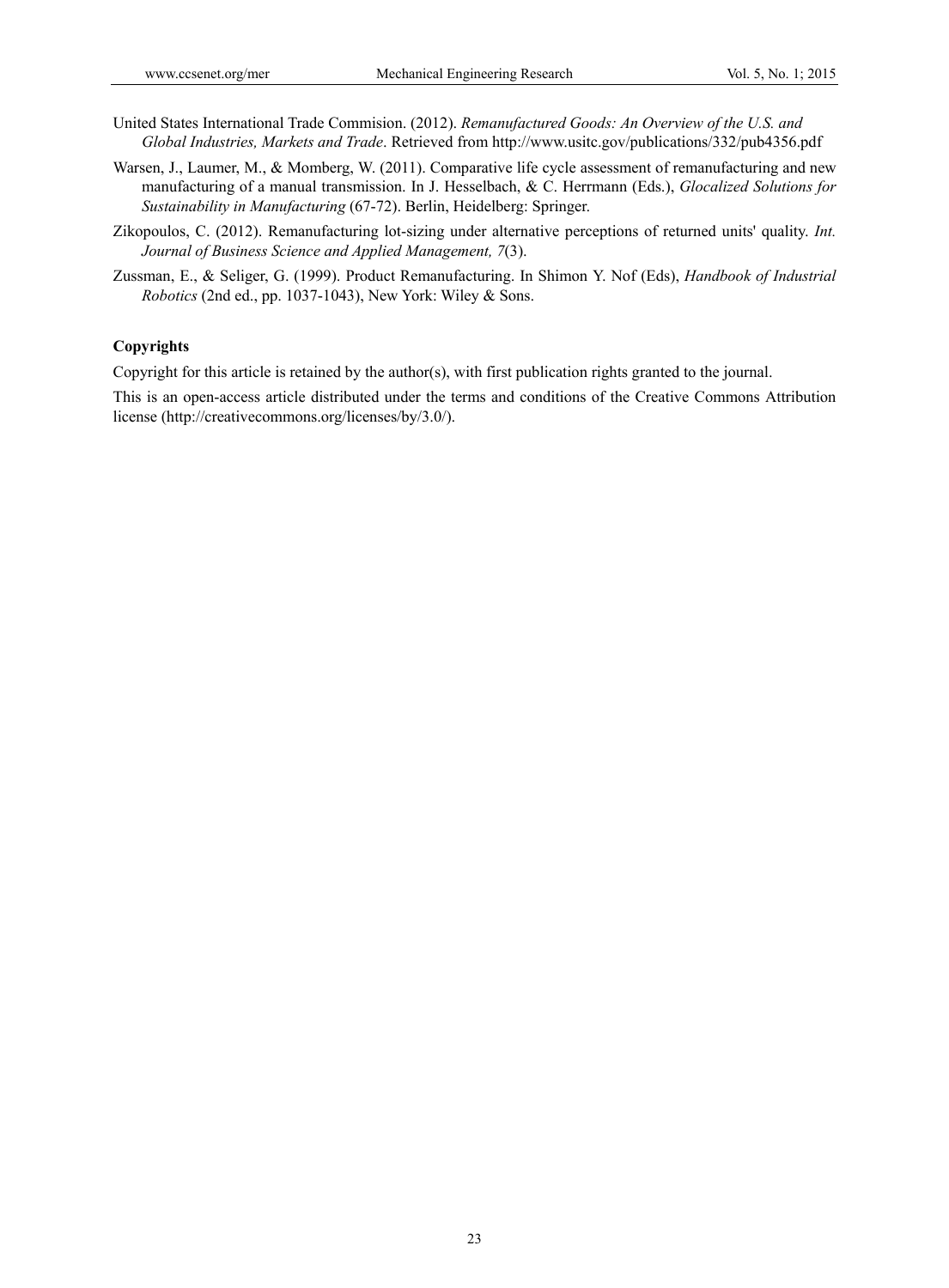United States International Trade Commision. (2012). *Remanufactured Goods: An Overview of the U.S. and Global Industries, Markets and Trade*. Retrieved from http://www.usitc.gov/publications/332/pub4356.pdf

Warsen, J., Laumer, M., & Momberg, W. (2011). Comparative life cycle assessment of remanufacturing and new manufacturing of a manual transmission. In J. Hesselbach, & C. Herrmann (Eds.), *Glocalized Solutions for Sustainability in Manufacturing* (67-72). Berlin, Heidelberg: Springer.

Zikopoulos, C. (2012). Remanufacturing lot-sizing under alternative perceptions of returned units' quality. *Int. Journal of Business Science and Applied Management, 7*(3).

Zussman, E., & Seliger, G. (1999). Product Remanufacturing. In Shimon Y. Nof (Eds), *Handbook of Industrial Robotics* (2nd ed., pp. 1037-1043), New York: Wiley & Sons.

**Copyrights**

Copyright for this article is retained by the author(s), with first publication rights granted to the journal.

This is an open-access article distributed under the terms and conditions of the Creative Commons Attribution license (http://creativecommons.org/licenses/by/3.0/).